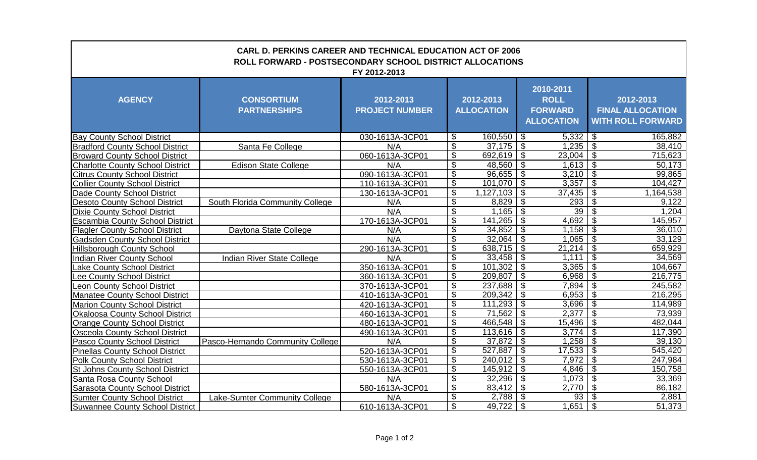# CARL D. PERKINS CAREER AND TECHNICAL EDUCATION ACT OF 2006

## ROLL FORWARD - POSTSECONDARY SCHOOL DISTRICT ALLOCATIONS

### FY 2012-2013

| AGENCY | CONSORTIUM PARTNERSHIPS | 2012-2013 PROJECT NUMBER | 2012-2013 ALLOCATION | 2010-2011 ROLL FORWARD ALLOCATION | 2012-2013 FINAL ALLOCATION WITH ROLL FORWARD |
|---|---|---|---|---|---|
| Bay County School District | | 030-1613A-3CP01 | $ 160,550 | $ 5,332 | $ 165,882 |
| Bradford County School District | Santa Fe College | N/A | $ 37,175 | $ 1,235 | $ 38,410 |
| Broward County School District | | 060-1613A-3CP01 | $ 692,619 | $ 23,004 | $ 715,623 |
| Charlotte County School District | Edison State College | N/A | $ 48,560 | $ 1,613 | $ 50,173 |
| Citrus County School District | | 090-1613A-3CP01 | $ 96,655 | $ 3,210 | $ 99,865 |
| Collier County School District | | 110-1613A-3CP01 | $ 101,070 | $ 3,357 | $ 104,427 |
| Dade County School District | | 130-1613A-3CP01 | $ 1,127,103 | $ 37,435 | $ 1,164,538 |
| Desoto County School District | South Florida Community College | N/A | $ 8,829 | $ 293 | $ 9,122 |
| Dixie County School District | | N/A | $ 1,165 | $ 39 | $ 1,204 |
| Escambia County School District | | 170-1613A-3CP01 | $ 141,265 | $ 4,692 | $ 145,957 |
| Flagler County School District | Daytona State College | N/A | $ 34,852 | $ 1,158 | $ 36,010 |
| Gadsden County School District | | N/A | $ 32,064 | $ 1,065 | $ 33,129 |
| Hillsborough County School | | 290-1613A-3CP01 | $ 638,715 | $ 21,214 | $ 659,929 |
| Indian River County School | Indian River State College | N/A | $ 33,458 | $ 1,111 | $ 34,569 |
| Lake County School District | | 350-1613A-3CP01 | $ 101,302 | $ 3,365 | $ 104,667 |
| Lee County School District | | 360-1613A-3CP01 | $ 209,807 | $ 6,968 | $ 216,775 |
| Leon County School District | | 370-1613A-3CP01 | $ 237,688 | $ 7,894 | $ 245,582 |
| Manatee County School District | | 410-1613A-3CP01 | $ 209,342 | $ 6,953 | $ 216,295 |
| Marion County School District | | 420-1613A-3CP01 | $ 111,293 | $ 3,696 | $ 114,989 |
| Okaloosa County School District | | 460-1613A-3CP01 | $ 71,562 | $ 2,377 | $ 73,939 |
| Orange County School District | | 480-1613A-3CP01 | $ 466,548 | $ 15,496 | $ 482,044 |
| Osceola County School District | | 490-1613A-3CP01 | $ 113,616 | $ 3,774 | $ 117,390 |
| Pasco County School District | Pasco-Hernando Community College | N/A | $ 37,872 | $ 1,258 | $ 39,130 |
| Pinellas County School District | | 520-1613A-3CP01 | $ 527,887 | $ 17,533 | $ 545,420 |
| Polk County School District | | 530-1613A-3CP01 | $ 240,012 | $ 7,972 | $ 247,984 |
| St Johns County School District | | 550-1613A-3CP01 | $ 145,912 | $ 4,846 | $ 150,758 |
| Santa Rosa County School | | N/A | $ 32,296 | $ 1,073 | $ 33,369 |
| Sarasota County School District | | 580-1613A-3CP01 | $ 83,412 | $ 2,770 | $ 86,182 |
| Sumter County School District | Lake-Sumter Community College | N/A | $ 2,788 | $ 93 | $ 2,881 |
| Suwannee County School District | | 610-1613A-3CP01 | $ 49,722 | $ 1,651 | $ 51,373 |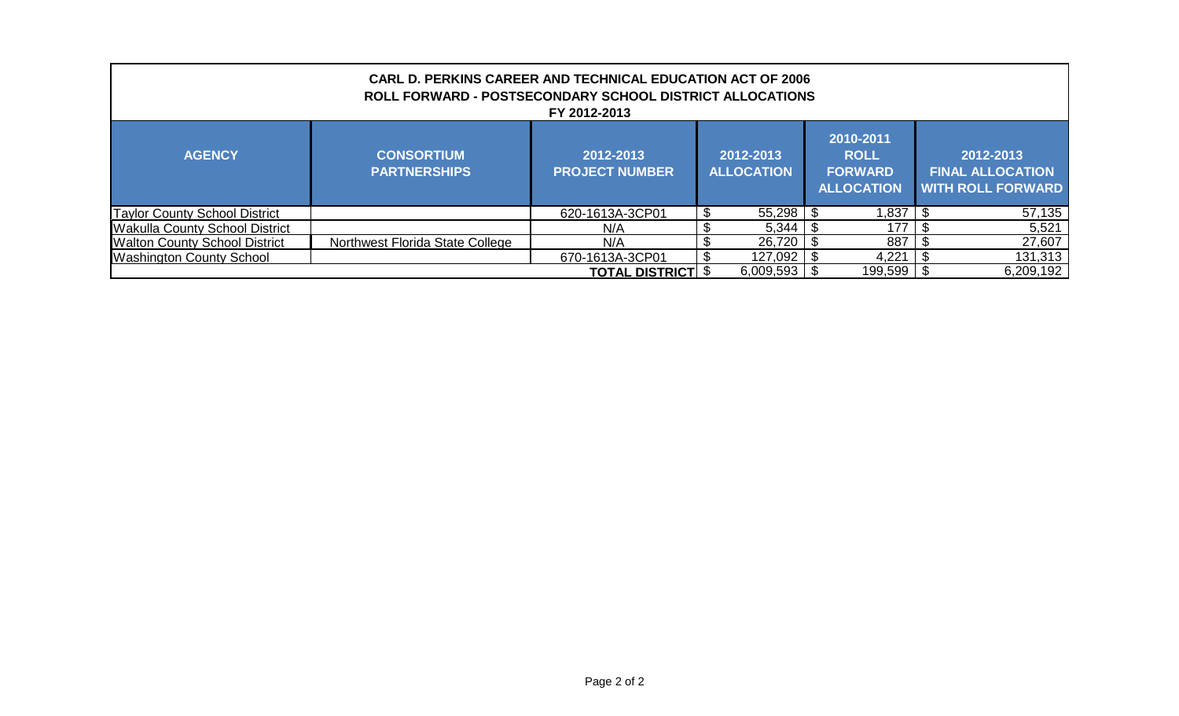**CARL D. PERKINS CAREER AND TECHNICAL EDUCATION ACT OF 2006**
**ROLL FORWARD - POSTSECONDARY SCHOOL DISTRICT ALLOCATIONS**
**FY 2012-2013**

| AGENCY | CONSORTIUM PARTNERSHIPS | 2012-2013 PROJECT NUMBER | 2012-2013 ALLOCATION | 2010-2011 ROLL FORWARD ALLOCATION | 2012-2013 FINAL ALLOCATION WITH ROLL FORWARD |
|---|---|---|---|---|---|
| Taylor County School District | | 620-1613A-3CP01 | $ 55,298 | $ 1,837 | $ 57,135 |
| Wakulla County School District | | N/A | $ 5,344 | $ 177 | $ 5,521 |
| Walton County School District | Northwest Florida State College | N/A | $ 26,720 | $ 887 | $ 27,607 |
| Washington County School | | 670-1613A-3CP01 | $ 127,092 | $ 4,221 | $ 131,313 |
| | | **TOTAL DISTRICT** | $ 6,009,593 | $ 199,599 | $ 6,209,192 |